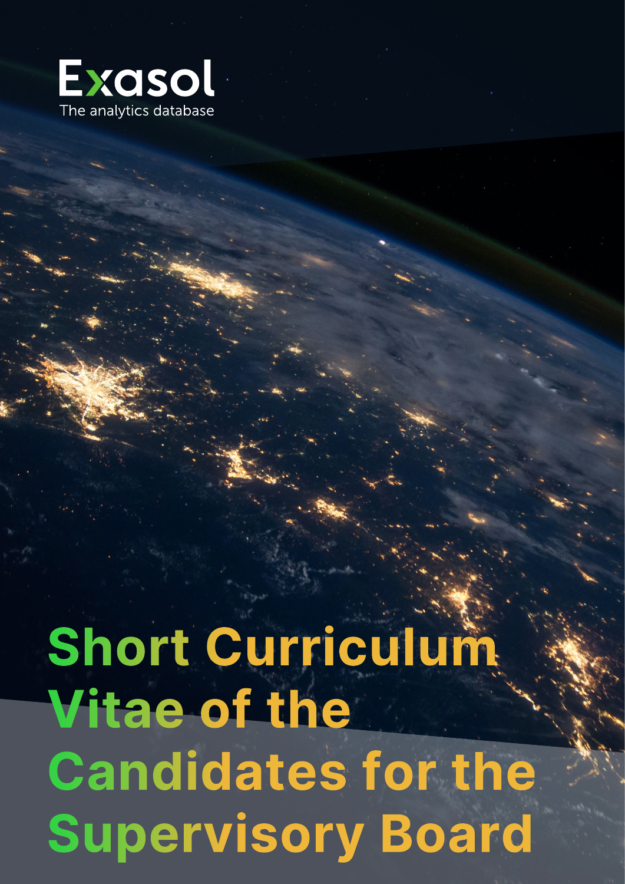Exasol

The analytics database

# Short Curriculum Vitae of the Candidates for the Supervisory Board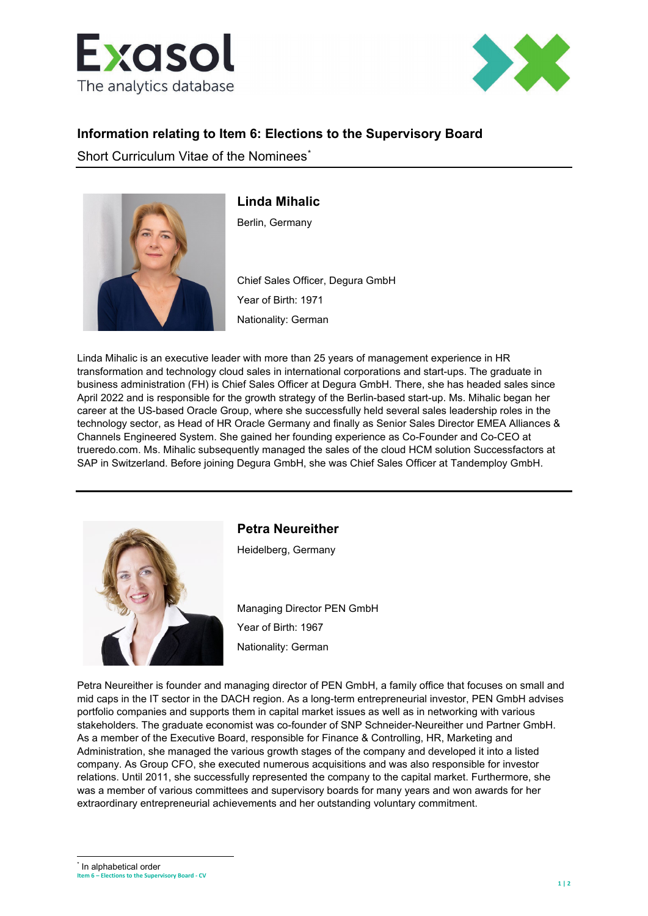## Information relating to Item 6: Elections to the Supervisory Board

Short Curriculum Vitae of the Nominees*

### Linda Mihalic

Berlin, Germany

Chief Sales Officer, Degura GmbH

Year of Birth: 1971

Nationality: German

Linda Mihalic is an executive leader with more than 25 years of management experience in HR transformation and technology cloud sales in international corporations and start-ups. The graduate in business administration (FH) is Chief Sales Officer at Degura GmbH. There, she has headed sales since April 2022 and is responsible for the growth strategy of the Berlin-based start-up. Ms. Mihalic began her career at the US-based Oracle Group, where she successfully held several sales leadership roles in the technology sector, as Head of HR Oracle Germany and finally as Senior Sales Director EMEA Alliances & Channels Engineered System. She gained her founding experience as Co-Founder and Co-CEO at trueredo.com. Ms. Mihalic subsequently managed the sales of the cloud HCM solution Successfactors at SAP in Switzerland. Before joining Degura GmbH, she was Chief Sales Officer at Tandemploy GmbH.

---

### Petra Neureither

Heidelberg, Germany

Managing Director PEN GmbH

Year of Birth: 1967

Nationality: German

Petra Neureither is founder and managing director of PEN GmbH, a family office that focuses on small and mid caps in the IT sector in the DACH region. As a long-term entrepreneurial investor, PEN GmbH advises portfolio companies and supports them in capital market issues as well as in networking with various stakeholders. The graduate economist was co-founder of SNP Schneider-Neureither und Partner GmbH. As a member of the Executive Board, responsible for Finance & Controlling, HR, Marketing and Administration, she managed the various growth stages of the company and developed it into a listed company. As Group CFO, she executed numerous acquisitions and was also responsible for investor relations. Until 2011, she successfully represented the company to the capital market. Furthermore, she was a member of various committees and supervisory boards for many years and won awards for her extraordinary entrepreneurial achievements and her outstanding voluntary commitment.

---

* In alphabetical order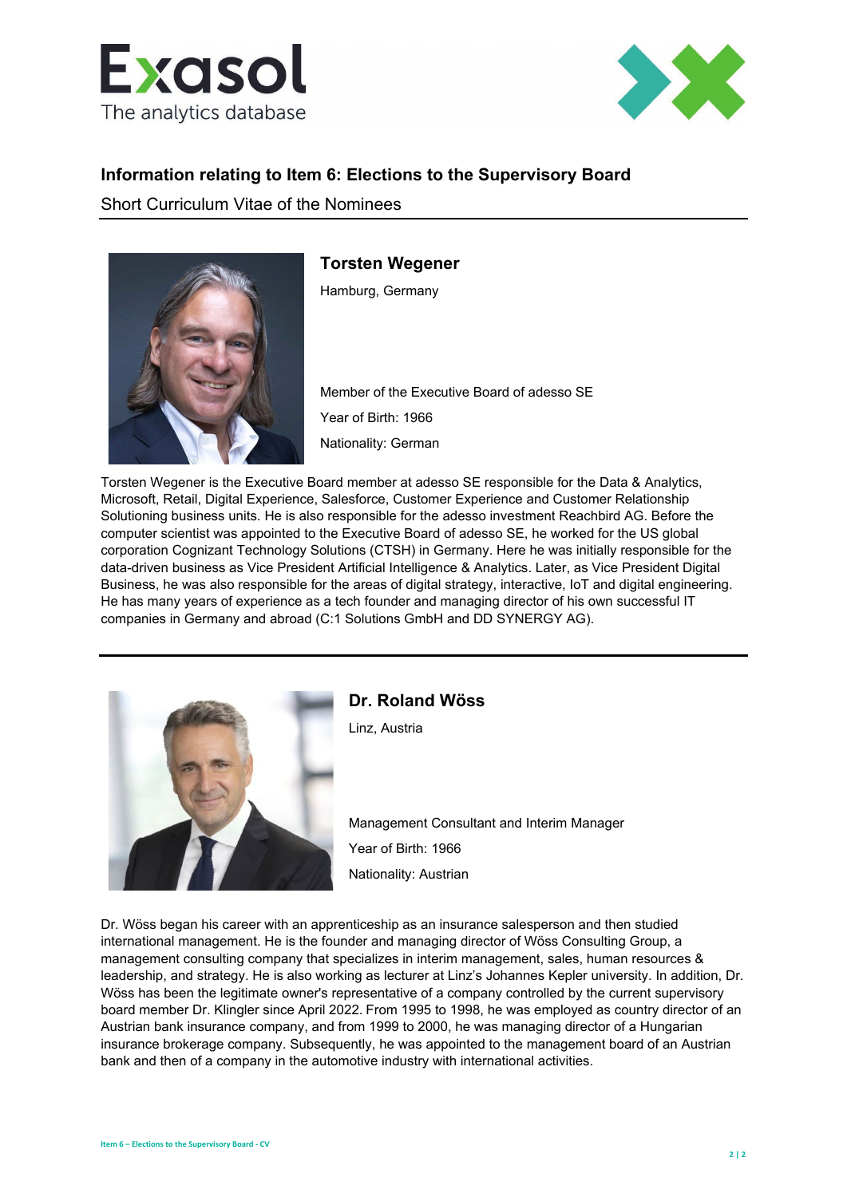**Exasol**
The analytics database

## Information relating to Item 6: Elections to the Supervisory Board

Short Curriculum Vitae of the Nominees

### Torsten Wegener

Hamburg, Germany

Member of the Executive Board of adesso SE

Year of Birth: 1966

Nationality: German

Torsten Wegener is the Executive Board member at adesso SE responsible for the Data & Analytics, Microsoft, Retail, Digital Experience, Salesforce, Customer Experience and Customer Relationship Solutioning business units. He is also responsible for the adesso investment Reachbird AG. Before the computer scientist was appointed to the Executive Board of adesso SE, he worked for the US global corporation Cognizant Technology Solutions (CTSH) in Germany. Here he was initially responsible for the data-driven business as Vice President Artificial Intelligence & Analytics. Later, as Vice President Digital Business, he was also responsible for the areas of digital strategy, interactive, IoT and digital engineering. He has many years of experience as a tech founder and managing director of his own successful IT companies in Germany and abroad (C:1 Solutions GmbH and DD SYNERGY AG).

---

### Dr. Roland Wöss

Linz, Austria

Management Consultant and Interim Manager

Year of Birth: 1966

Nationality: Austrian

Dr. Wöss began his career with an apprenticeship as an insurance salesperson and then studied international management. He is the founder and managing director of Wöss Consulting Group, a management consulting company that specializes in interim management, sales, human resources & leadership, and strategy. He is also working as lecturer at Linz's Johannes Kepler university. In addition, Dr. Wöss has been the legitimate owner's representative of a company controlled by the current supervisory board member Dr. Klingler since April 2022. From 1995 to 1998, he was employed as country director of an Austrian bank insurance company, and from 1999 to 2000, he was managing director of a Hungarian insurance brokerage company. Subsequently, he was appointed to the management board of an Austrian bank and then of a company in the automotive industry with international activities.